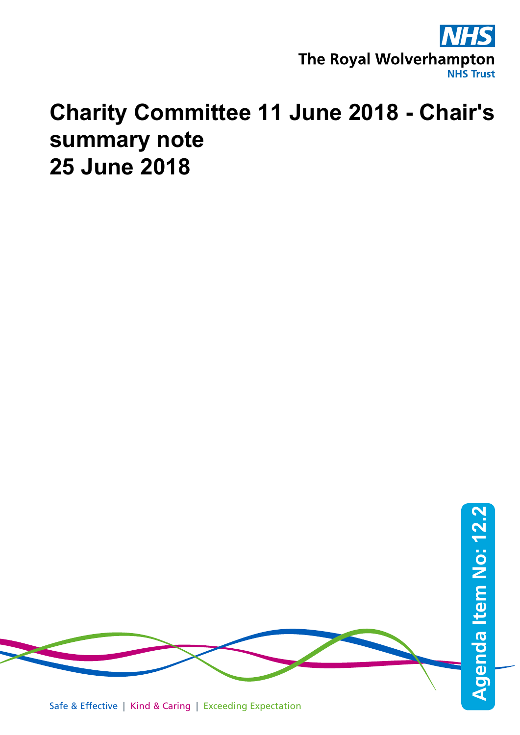NHS

The Royal Wolverhampton
NHS Trust

# Charity Committee 11 June 2018 - Chair's summary note
# 25 June 2018

Agenda Item No: 12.2

Safe & Effective | Kind & Caring | Exceeding Expectation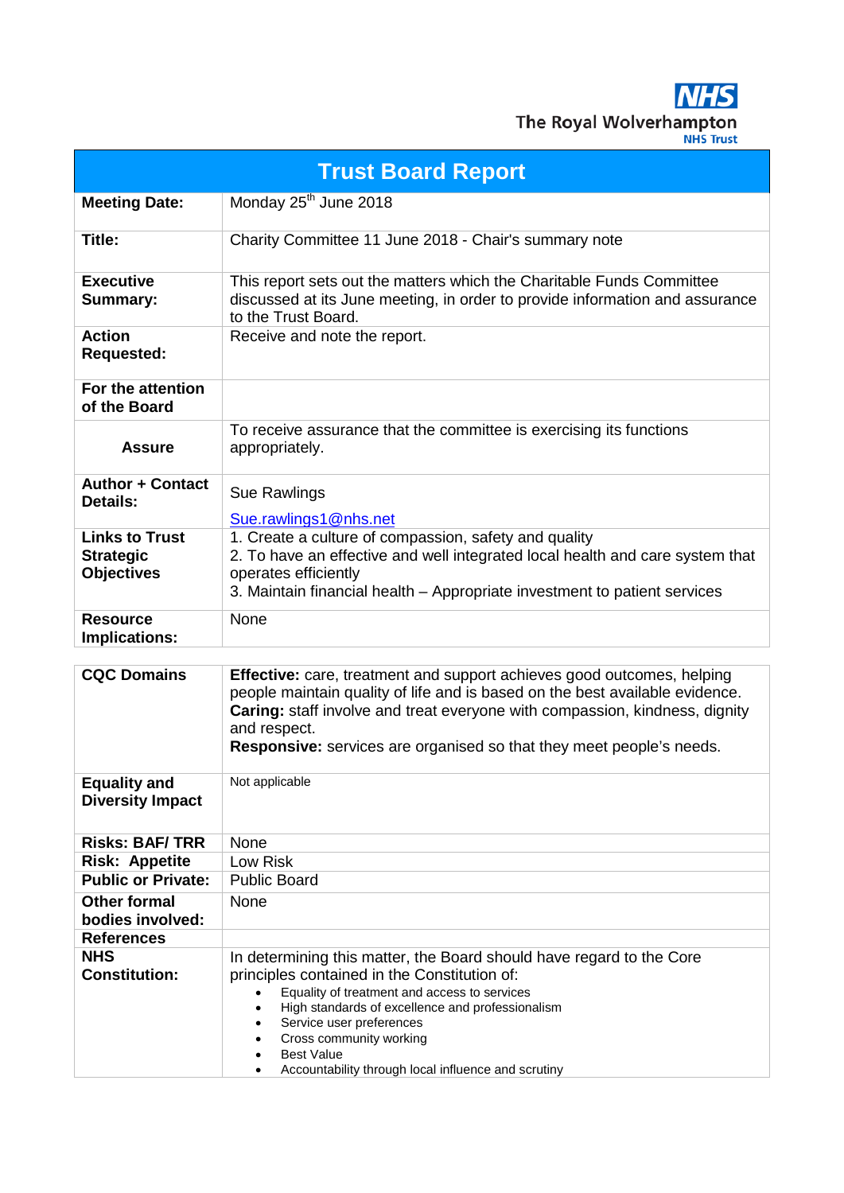NHS
The Royal Wolverhampton
NHS Trust

# Trust Board Report

| | |
|---|---|
| **Meeting Date:** | Monday 25th June 2018 |
| **Title:** | Charity Committee 11 June 2018 - Chair's summary note |
| **Executive Summary:** | This report sets out the matters which the Charitable Funds Committee discussed at its June meeting, in order to provide information and assurance to the Trust Board. |
| **Action Requested:** | Receive and note the report. |
| **For the attention of the Board** | |
| **Assure** | To receive assurance that the committee is exercising its functions appropriately. |
| **Author + Contact Details:** | Sue Rawlings<br>Sue.rawlings1@nhs.net |
| **Links to Trust Strategic Objectives** | 1. Create a culture of compassion, safety and quality<br>2. To have an effective and well integrated local health and care system that operates efficiently<br>3. Maintain financial health – Appropriate investment to patient services |
| **Resource Implications:** | None |

| | |
|---|---|
| **CQC Domains** | **Effective:** care, treatment and support achieves good outcomes, helping people maintain quality of life and is based on the best available evidence.<br>**Caring:** staff involve and treat everyone with compassion, kindness, dignity and respect.<br>**Responsive:** services are organised so that they meet people's needs. |
| **Equality and Diversity Impact** | Not applicable |
| **Risks: BAF/ TRR** | None |
| **Risk: Appetite** | Low Risk |
| **Public or Private:** | Public Board |
| **Other formal bodies involved:** | None |
| **References** | |
| **NHS Constitution:** | In determining this matter, the Board should have regard to the Core principles contained in the Constitution of:<br>• Equality of treatment and access to services<br>• High standards of excellence and professionalism<br>• Service user preferences<br>• Cross community working<br>• Best Value<br>• Accountability through local influence and scrutiny |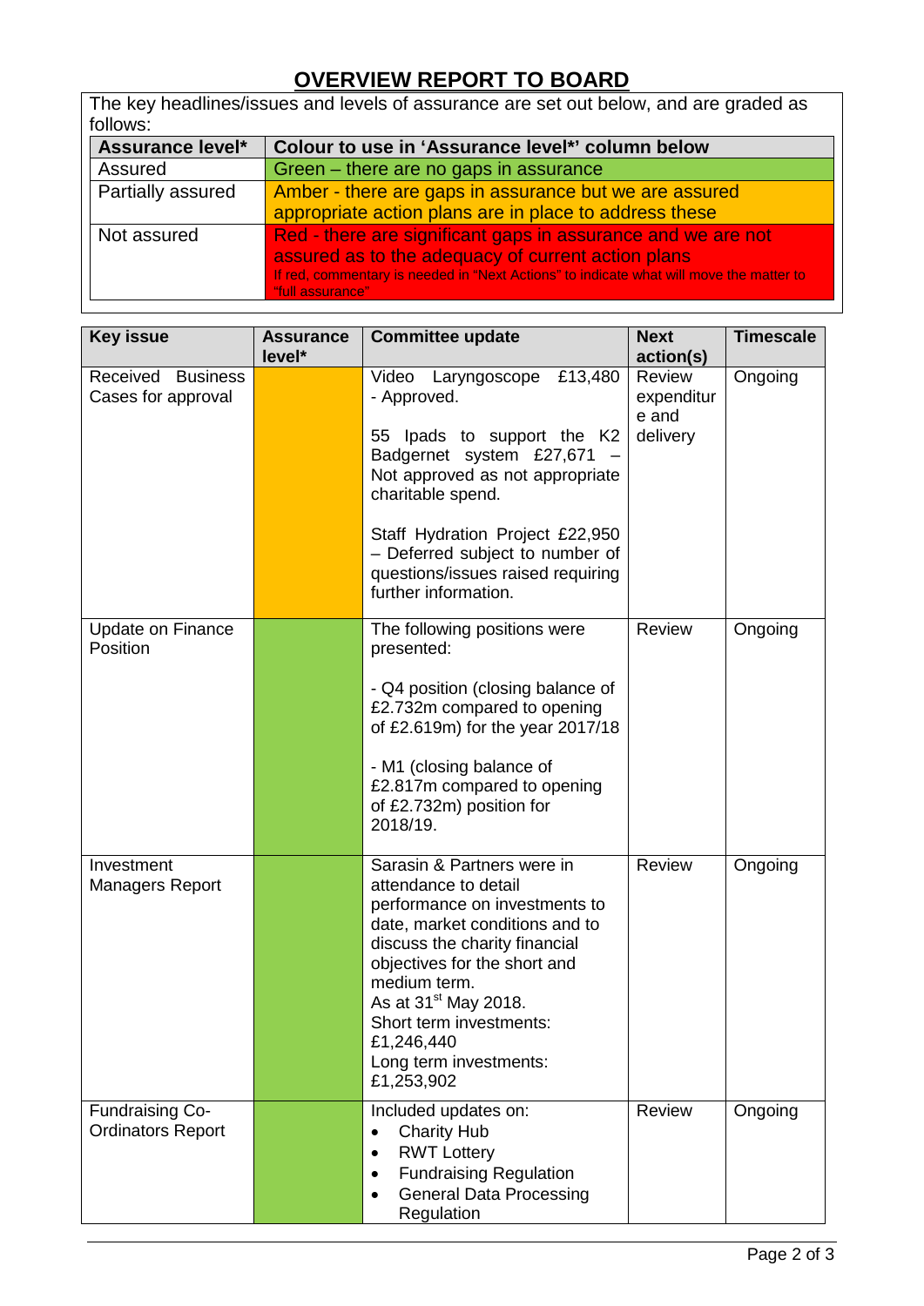# OVERVIEW REPORT TO BOARD

The key headlines/issues and levels of assurance are set out below, and are graded as follows:

| Assurance level* | Colour to use in 'Assurance level*' column below |
|---|---|
| Assured | Green – there are no gaps in assurance |
| Partially assured | Amber - there are gaps in assurance but we are assured appropriate action plans are in place to address these |
| Not assured | Red - there are significant gaps in assurance and we are not assured as to the adequacy of current action plans<br>If red, commentary is needed in "Next Actions" to indicate what will move the matter to "full assurance" |

| Key issue | Assurance level* | Committee update | Next action(s) | Timescale |
|---|---|---|---|---|
| Received Business Cases for approval | | Video Laryngoscope £13,480 - Approved.<br><br>55 Ipads to support the K2 Badgernet system £27,671 – Not approved as not appropriate charitable spend.<br><br>Staff Hydration Project £22,950 – Deferred subject to number of questions/issues raised requiring further information. | Review expenditure and delivery | Ongoing |
| Update on Finance Position | | The following positions were presented:<br><br>- Q4 position (closing balance of £2.732m compared to opening of £2.619m) for the year 2017/18<br><br>- M1 (closing balance of £2.817m compared to opening of £2.732m) position for 2018/19. | Review | Ongoing |
| Investment Managers Report | | Sarasin & Partners were in attendance to detail performance on investments to date, market conditions and to discuss the charity financial objectives for the short and medium term.<br>As at 31st May 2018.<br>Short term investments: £1,246,440<br>Long term investments: £1,253,902 | Review | Ongoing |
| Fundraising Co-Ordinators Report | | Included updates on:<br>• Charity Hub<br>• RWT Lottery<br>• Fundraising Regulation<br>• General Data Processing Regulation | Review | Ongoing |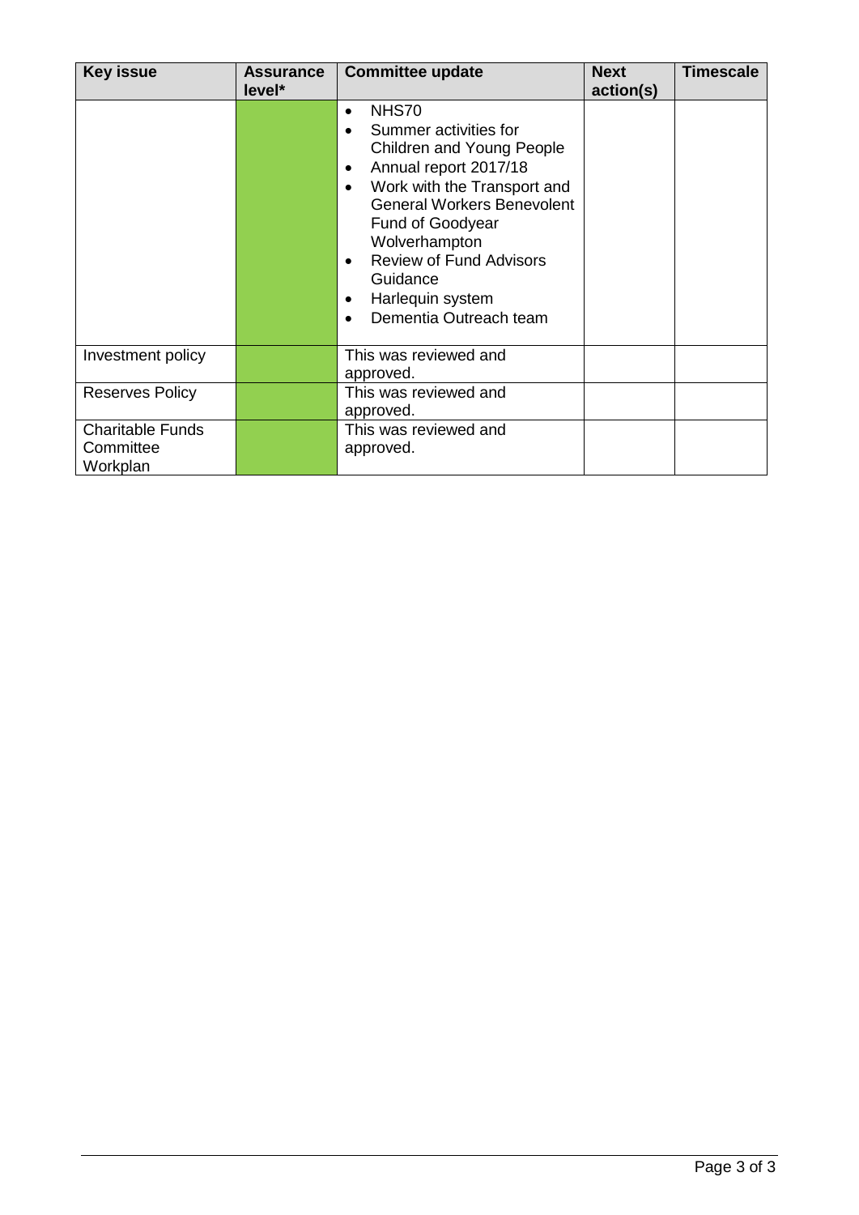| Key issue | Assurance level* | Committee update | Next action(s) | Timescale |
|---|---|---|---|---|
| | | <ul><li>NHS70</li><li>Summer activities for Children and Young People</li><li>Annual report 2017/18</li><li>Work with the Transport and General Workers Benevolent Fund of Goodyear Wolverhampton</li><li>Review of Fund Advisors Guidance</li><li>Harlequin system</li><li>Dementia Outreach team</li></ul> | | |
| Investment policy | | This was reviewed and approved. | | |
| Reserves Policy | | This was reviewed and approved. | | |
| Charitable Funds Committee Workplan | | This was reviewed and approved. | | |